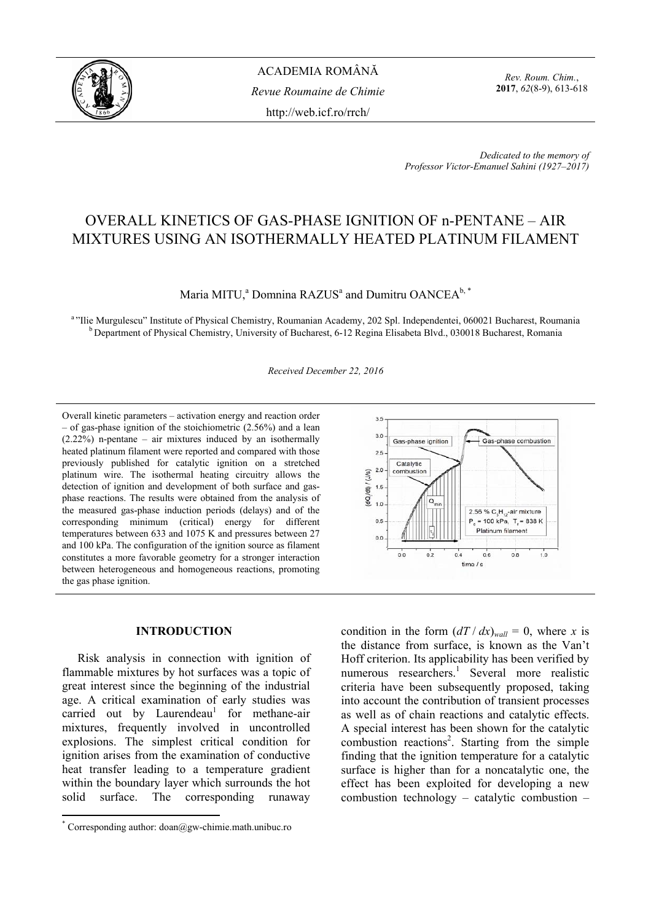Dedicated to the memory of
Professor Victor-Emanuel Sahini (1927–2017)

# OVERALL KINETICS OF GAS-PHASE IGNITION OF n-PENTANE – AIR MIXTURES USING AN ISOTHERMALLY HEATED PLATINUM FILAMENT

Maria MITU,[a] Domnina RAZUS[a] and Dumitru OANCEA[b,*]

[a] "Ilie Murgulescu" Institute of Physical Chemistry, Roumanian Academy, 202 Spl. Independentei, 060021 Bucharest, Roumania
[b] Department of Physical Chemistry, University of Bucharest, 6-12 Regina Elisabeta Blvd., 030018 Bucharest, Romania

*Received December 22, 2016*

Overall kinetic parameters – activation energy and reaction order – of gas-phase ignition of the stoichiometric (2.56%) and a lean (2.22%) n-pentane – air mixtures induced by an isothermally heated platinum filament were reported and compared with those previously published for catalytic ignition on a stretched platinum wire. The isothermal heating circuitry allows the detection of ignition and development of both surface and gas-phase reactions. The results were obtained from the analysis of the measured gas-phase induction periods (delays) and of the corresponding minimum (critical) energy for different temperatures between 633 and 1075 K and pressures between 27 and 100 kPa. The configuration of the ignition source as filament constitutes a more favorable geometry for a stronger interaction between heterogeneous and homogeneous reactions, promoting the gas phase ignition.

## INTRODUCTION

Risk analysis in connection with ignition of flammable mixtures by hot surfaces was a topic of great interest since the beginning of the industrial age. A critical examination of early studies was carried out by Laurendeau[1] for methane-air mixtures, frequently involved in uncontrolled explosions. The simplest critical condition for ignition arises from the examination of conductive heat transfer leading to a temperature gradient within the boundary layer which surrounds the hot solid surface. The corresponding runaway condition in the form $(dT / dx)_{wall} = 0$, where $x$ is the distance from surface, is known as the Van't Hoff criterion. Its applicability has been verified by numerous researchers.[1] Several more realistic criteria have been subsequently proposed, taking into account the contribution of transient processes as well as of chain reactions and catalytic effects. A special interest has been shown for the catalytic combustion reactions[2]. Starting from the simple finding that the ignition temperature for a catalytic surface is higher than for a noncatalytic one, the effect has been exploited for developing a new combustion technology – catalytic combustion –

* Corresponding author: doan@gw-chimie.math.unibuc.ro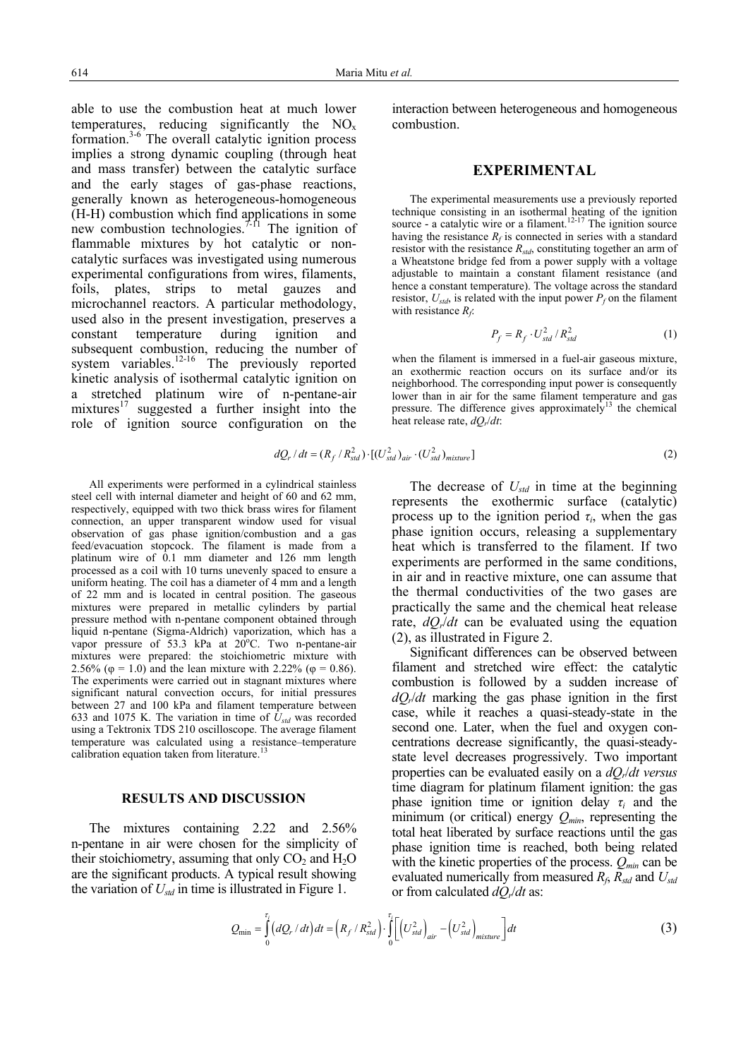able to use the combustion heat at much lower temperatures, reducing significantly the $NO_x$ formation.[3-6] The overall catalytic ignition process implies a strong dynamic coupling (through heat and mass transfer) between the catalytic surface and the early stages of gas-phase reactions, generally known as heterogeneous-homogeneous (H-H) combustion which find applications in some new combustion technologies.[7-11] The ignition of flammable mixtures by hot catalytic or non-catalytic surfaces was investigated using numerous experimental configurations from wires, filaments, foils, plates, strips to metal gauzes and microchannel reactors. A particular methodology, used also in the present investigation, preserves a constant temperature during ignition and subsequent combustion, reducing the number of system variables.[12-16] The previously reported kinetic analysis of isothermal catalytic ignition on a stretched platinum wire of n-pentane-air mixtures[17] suggested a further insight into the role of ignition source configuration on the interaction between heterogeneous and homogeneous combustion.

## EXPERIMENTAL

The experimental measurements use a previously reported technique consisting in an isothermal heating of the ignition source - a catalytic wire or a filament.[12-17] The ignition source having the resistance $R_f$ is connected in series with a standard resistor with the resistance $R_{std}$, constituting together an arm of a Wheatstone bridge fed from a power supply with a voltage adjustable to maintain a constant filament resistance (and hence a constant temperature). The voltage across the standard resistor, $U_{std}$, is related with the input power $P_f$ on the filament with resistance $R_f$:

$$P_f = R_f \cdot U_{std}^2 / R_{std}^2 \tag{1}$$

when the filament is immersed in a fuel-air gaseous mixture, an exothermic reaction occurs on its surface and/or its neighborhood. The corresponding input power is consequently lower than in air for the same filament temperature and gas pressure. The difference gives approximately[13] the chemical heat release rate, $dQ_r/dt$:

$$dQ_r / dt = (R_f / R_{std}^2) \cdot [(U_{std}^2)_{air} \cdot (U_{std}^2)_{mixture}] \tag{2}$$

All experiments were performed in a cylindrical stainless steel cell with internal diameter and height of 60 and 62 mm, respectively, equipped with two thick brass wires for filament connection, an upper transparent window used for visual observation of gas phase ignition/combustion and a gas feed/evacuation stopcock. The filament is made from a platinum wire of 0.1 mm diameter and 126 mm length processed as a coil with 10 turns unevenly spaced to ensure a uniform heating. The coil has a diameter of 4 mm and a length of 22 mm and is located in central position. The gaseous mixtures were prepared in metallic cylinders by partial pressure method with n-pentane component obtained through liquid n-pentane (Sigma-Aldrich) vaporization, which has a vapor pressure of 53.3 kPa at 20°C. Two n-pentane-air mixtures were prepared: the stoichiometric mixture with 2.56% ($\varphi = 1.0$) and the lean mixture with 2.22% ($\varphi = 0.86$). The experiments were carried out in stagnant mixtures where significant natural convection occurs, for initial pressures between 27 and 100 kPa and filament temperature between 633 and 1075 K. The variation in time of $U_{std}$ was recorded using a Tektronix TDS 210 oscilloscope. The average filament temperature was calculated using a resistance–temperature calibration equation taken from literature.[13]

## RESULTS AND DISCUSSION

The mixtures containing 2.22 and 2.56% n-pentane in air were chosen for the simplicity of their stoichiometry, assuming that only $CO_2$ and $H_2O$ are the significant products. A typical result showing the variation of $U_{std}$ in time is illustrated in Figure 1.

The decrease of $U_{std}$ in time at the beginning represents the exothermic surface (catalytic) process up to the ignition period $\tau_i$, when the gas phase ignition occurs, releasing a supplementary heat which is transferred to the filament. If two experiments are performed in the same conditions, in air and in reactive mixture, one can assume that the thermal conductivities of the two gases are practically the same and the chemical heat release rate, $dQ_r/dt$ can be evaluated using the equation (2), as illustrated in Figure 2.

Significant differences can be observed between filament and stretched wire effect: the catalytic combustion is followed by a sudden increase of $dQ_r/dt$ marking the gas phase ignition in the first case, while it reaches a quasi-steady-state in the second one. Later, when the fuel and oxygen concentrations decrease significantly, the quasi-steady-state level decreases progressively. Two important properties can be evaluated easily on a $dQ_r/dt$ *versus* time diagram for platinum filament ignition: the gas phase ignition time or ignition delay $\tau_i$ and the minimum (or critical) energy $Q_{min}$, representing the total heat liberated by surface reactions until the gas phase ignition time is reached, both being related with the kinetic properties of the process. $Q_{min}$ can be evaluated numerically from measured $R_f$, $R_{std}$ and $U_{std}$ or from calculated $dQ_r/dt$ as:

$$Q_{\min} = \int_0^{\tau_i} \left(dQ_r / dt\right) dt = \left(R_f / R_{std}^2\right) \cdot \int_0^{\tau_i} \left[\left(U_{std}^2\right)_{air} - \left(U_{std}^2\right)_{mixture}\right] dt \tag{3}$$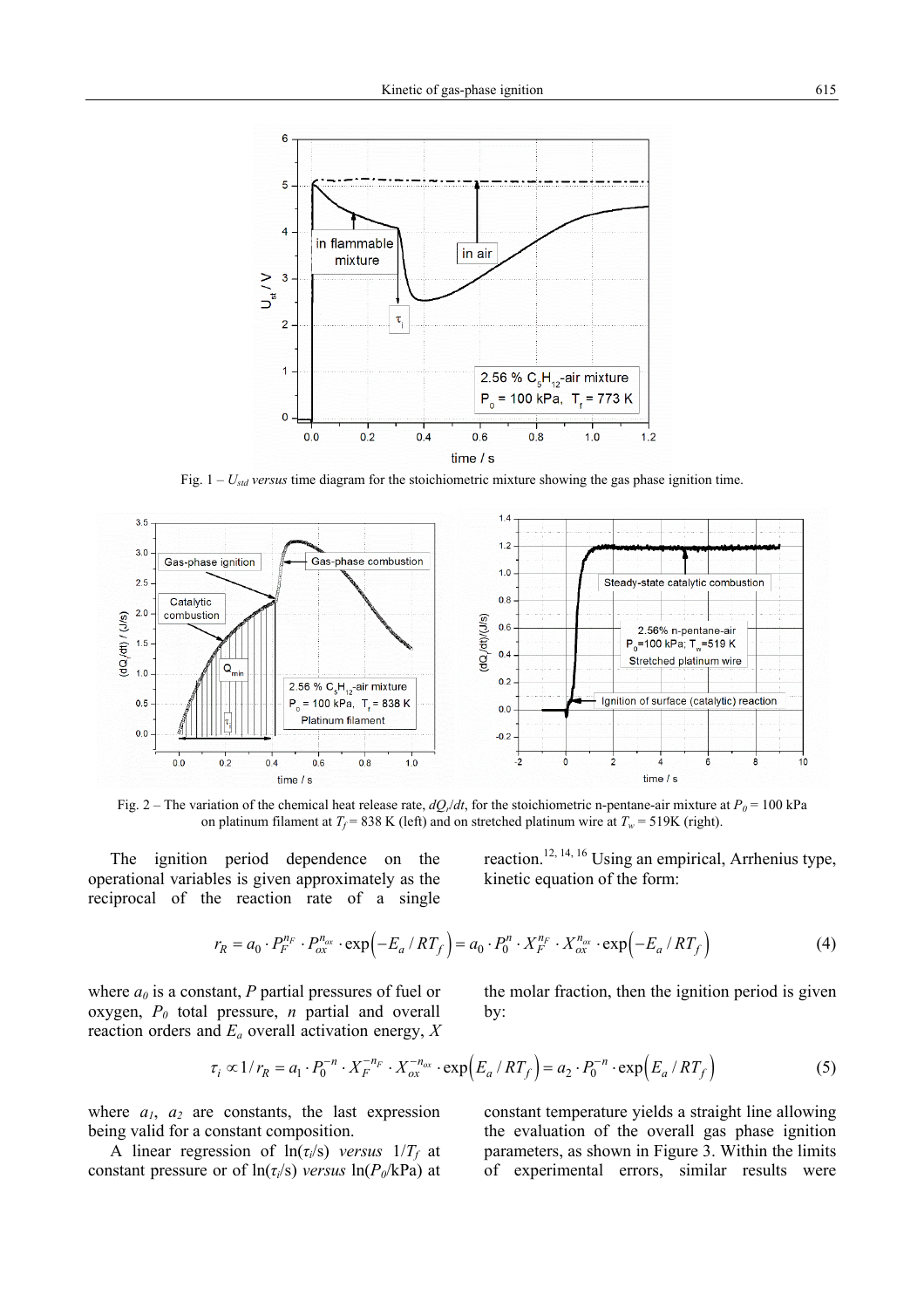Fig. 1 – $U_{std}$ *versus* time diagram for the stoichiometric mixture showing the gas phase ignition time.

Fig. 2 – The variation of the chemical heat release rate, $dQ_r/dt$, for the stoichiometric n-pentane-air mixture at $P_0$ = 100 kPa on platinum filament at $T_f$ = 838 K (left) and on stretched platinum wire at $T_w$ = 519K (right).

The ignition period dependence on the operational variables is given approximately as the reciprocal of the reaction rate of a single reaction.[12, 14, 16] Using an empirical, Arrhenius type, kinetic equation of the form:

$$r_R = a_0 \cdot P_F^{n_F} \cdot P_{ox}^{n_{ox}} \cdot \exp\left(-E_a / RT_f\right) = a_0 \cdot P_0^{n} \cdot X_F^{n_F} \cdot X_{ox}^{n_{ox}} \cdot \exp\left(-E_a / RT_f\right) \quad (4)$$

where $a_0$ is a constant, $P$ partial pressures of fuel or oxygen, $P_0$ total pressure, $n$ partial and overall reaction orders and $E_a$ overall activation energy, $X$ the molar fraction, then the ignition period is given by:

$$\tau_i \propto 1/r_R = a_1 \cdot P_0^{-n} \cdot X_F^{-n_F} \cdot X_{ox}^{-n_{ox}} \cdot \exp\left(E_a / RT_f\right) = a_2 \cdot P_0^{-n} \cdot \exp\left(E_a / RT_f\right) \quad (5)$$

where $a_1$, $a_2$ are constants, the last expression being valid for a constant composition.

A linear regression of $\ln(\tau_i/\text{s})$ *versus* $1/T_f$ at constant pressure or of $\ln(\tau_i/\text{s})$ *versus* $\ln(P_0/\text{kPa})$ at constant temperature yields a straight line allowing the evaluation of the overall gas phase ignition parameters, as shown in Figure 3. Within the limits of experimental errors, similar results were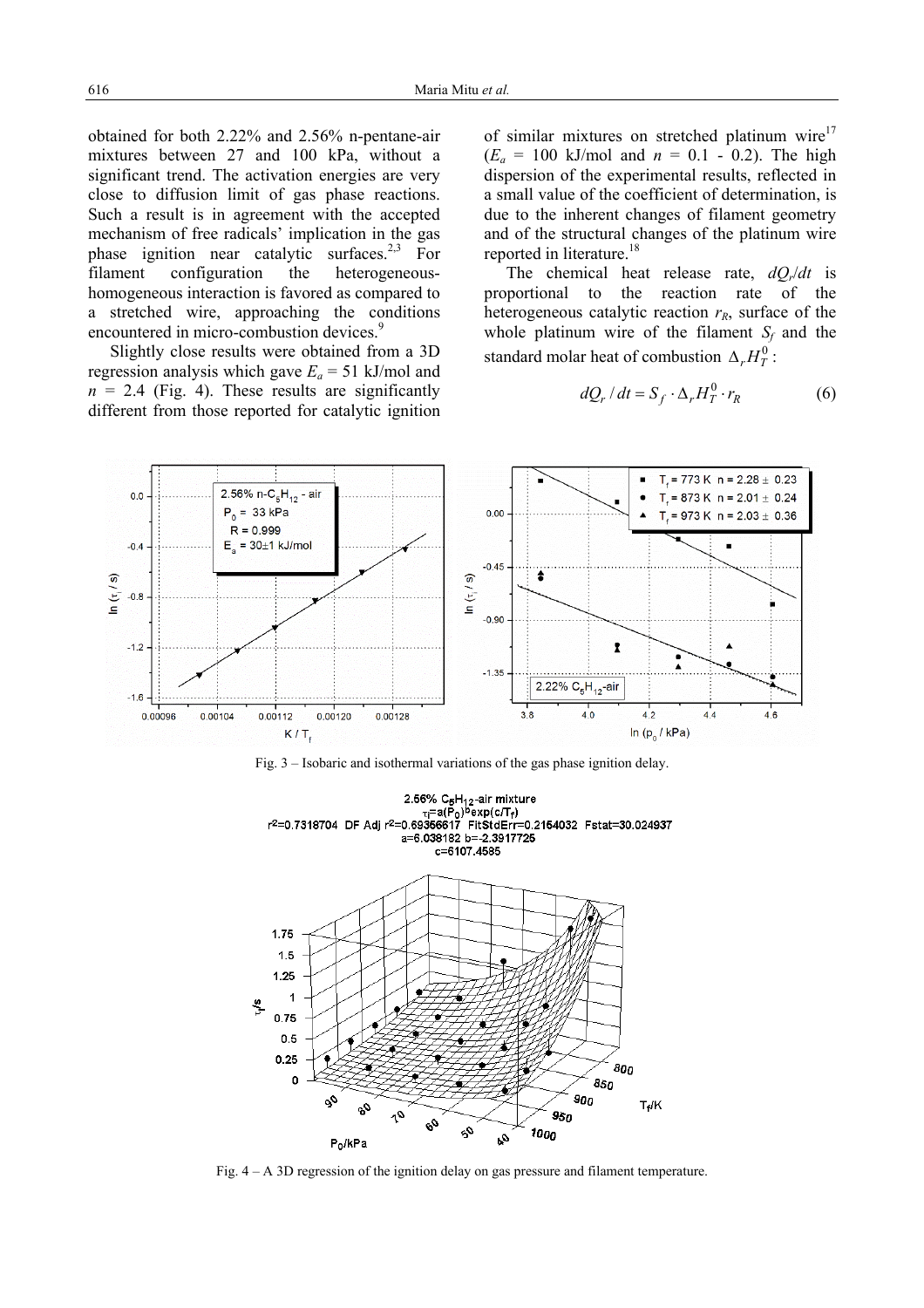obtained for both 2.22% and 2.56% n-pentane-air mixtures between 27 and 100 kPa, without a significant trend. The activation energies are very close to diffusion limit of gas phase reactions. Such a result is in agreement with the accepted mechanism of free radicals' implication in the gas phase ignition near catalytic surfaces.[2,3] For filament configuration the heterogeneous-homogeneous interaction is favored as compared to a stretched wire, approaching the conditions encountered in micro-combustion devices.[9]

Slightly close results were obtained from a 3D regression analysis which gave $E_a$ = 51 kJ/mol and $n$ = 2.4 (Fig. 4). These results are significantly different from those reported for catalytic ignition of similar mixtures on stretched platinum wire[17] ($E_a$ = 100 kJ/mol and $n$ = 0.1 - 0.2). The high dispersion of the experimental results, reflected in a small value of the coefficient of determination, is due to the inherent changes of filament geometry and of the structural changes of the platinum wire reported in literature.[18]

The chemical heat release rate, $dQ_r/dt$ is proportional to the reaction rate of the heterogeneous catalytic reaction $r_R$, surface of the whole platinum wire of the filament $S_f$ and the standard molar heat of combustion $\Delta_r H_T^0$:

$$dQ_r / dt = S_f \cdot \Delta_r H_T^0 \cdot r_R \tag{6}$$

Fig. 3 – Isobaric and isothermal variations of the gas phase ignition delay.

Fig. 4 – A 3D regression of the ignition delay on gas pressure and filament temperature.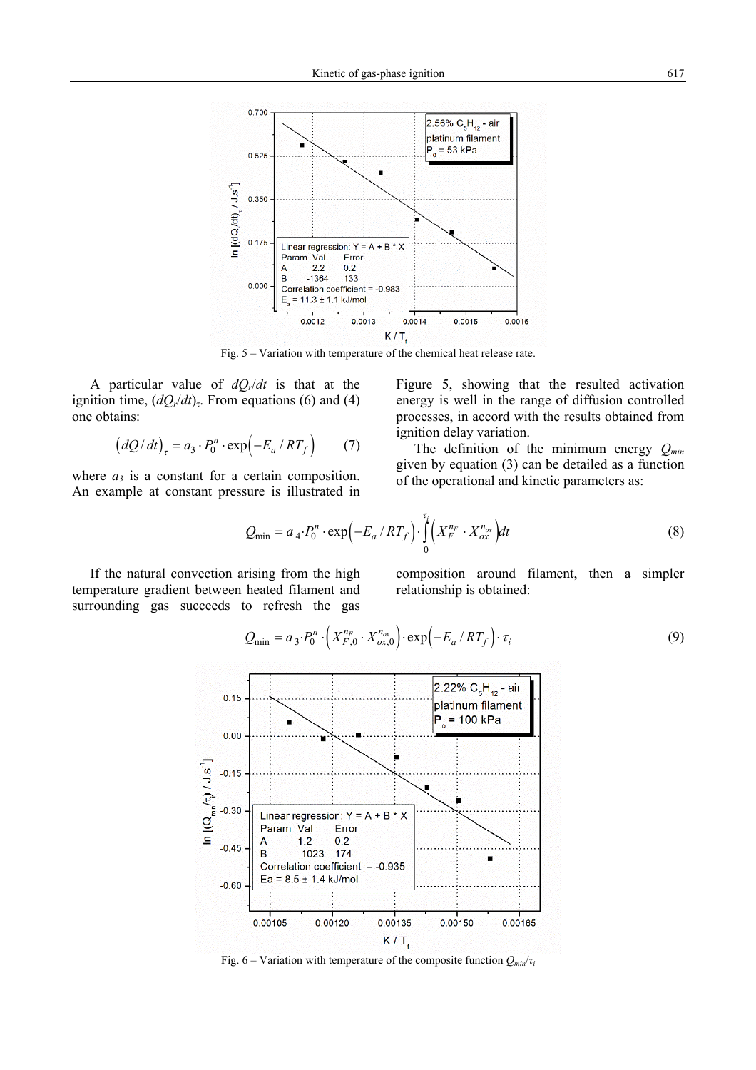Fig. 5 – Variation with temperature of the chemical heat release rate.

A particular value of $dQ_r/dt$ is that at the ignition time, $(dQ_r/dt)_\tau$. From equations (6) and (4) one obtains:

$$\left(dQ/dt\right)_\tau = a_3 \cdot P_0^n \cdot \exp\left(-E_a/RT_f\right) \qquad (7)$$

where $a_3$ is a constant for a certain composition. An example at constant pressure is illustrated in Figure 5, showing that the resulted activation energy is well in the range of diffusion controlled processes, in accord with the results obtained from ignition delay variation.

The definition of the minimum energy $Q_{min}$ given by equation (3) can be detailed as a function of the operational and kinetic parameters as:

$$Q_{\min} = a_4 \cdot P_0^n \cdot \exp\left(-E_a/RT_f\right) \cdot \int_0^{\tau_i} \left(X_F^{n_F} \cdot X_{ox}^{n_{ox}}\right) dt \qquad (8)$$

If the natural convection arising from the high temperature gradient between heated filament and surrounding gas succeeds to refresh the gas composition around filament, then a simpler relationship is obtained:

$$Q_{\min} = a_3 \cdot P_0^n \cdot \left(X_{F,0}^{n_F} \cdot X_{ox,0}^{n_{ox}}\right) \cdot \exp\left(-E_a/RT_f\right) \cdot \tau_i \qquad (9)$$

Fig. 6 – Variation with temperature of the composite function $Q_{min}/\tau_i$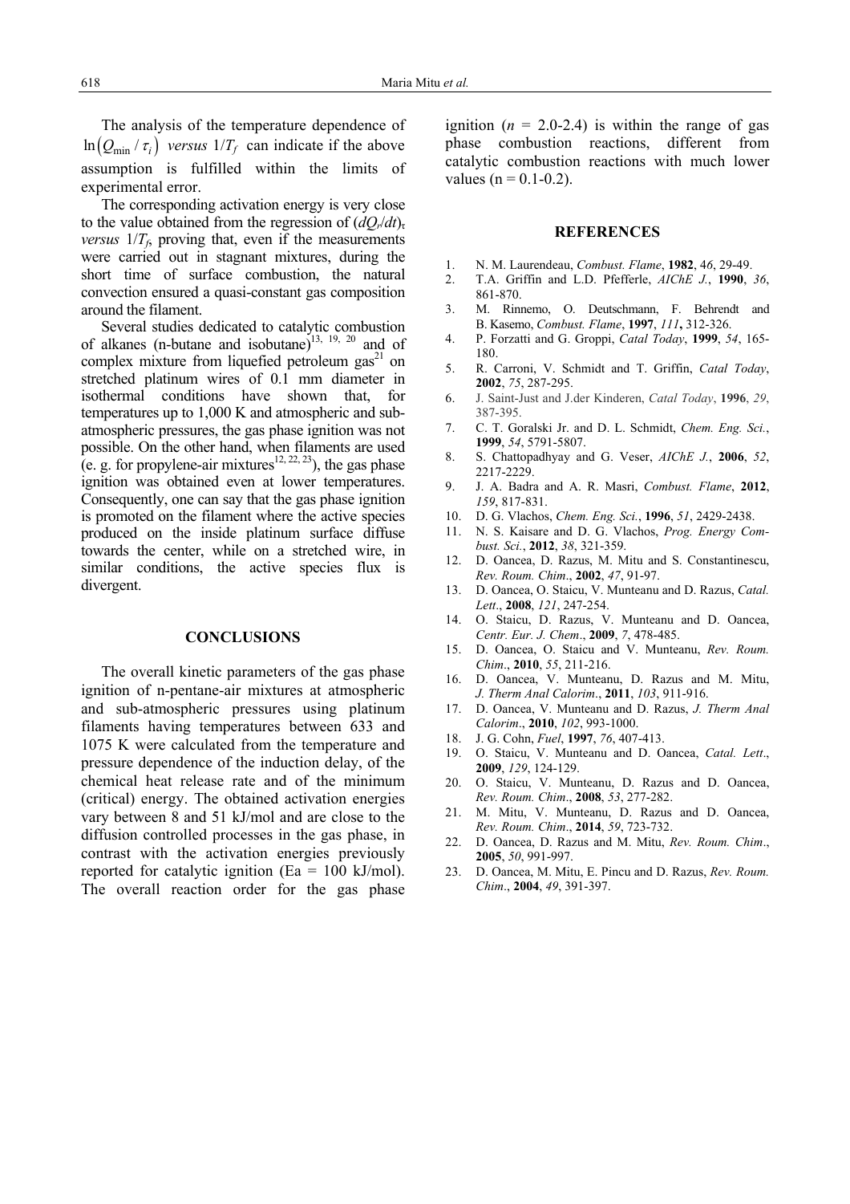The analysis of the temperature dependence of $\ln(Q_{\min} / \tau_i)$ *versus* $1/T_f$ can indicate if the above assumption is fulfilled within the limits of experimental error.

The corresponding activation energy is very close to the value obtained from the regression of $(dQ_r/dt)_\tau$ *versus* $1/T_f$, proving that, even if the measurements were carried out in stagnant mixtures, during the short time of surface combustion, the natural convection ensured a quasi-constant gas composition around the filament.

Several studies dedicated to catalytic combustion of alkanes (n-butane and isobutane)[13, 19, 20] and of complex mixture from liquefied petroleum gas[21] on stretched platinum wires of 0.1 mm diameter in isothermal conditions have shown that, for temperatures up to 1,000 K and atmospheric and sub-atmospheric pressures, the gas phase ignition was not possible. On the other hand, when filaments are used (e. g. for propylene-air mixtures[12, 22, 23]), the gas phase ignition was obtained even at lower temperatures. Consequently, one can say that the gas phase ignition is promoted on the filament where the active species produced on the inside platinum surface diffuse towards the center, while on a stretched wire, in similar conditions, the active species flux is divergent.

## CONCLUSIONS

The overall kinetic parameters of the gas phase ignition of n-pentane-air mixtures at atmospheric and sub-atmospheric pressures using platinum filaments having temperatures between 633 and 1075 K were calculated from the temperature and pressure dependence of the induction delay, of the chemical heat release rate and of the minimum (critical) energy. The obtained activation energies vary between 8 and 51 kJ/mol and are close to the diffusion controlled processes in the gas phase, in contrast with the activation energies previously reported for catalytic ignition (Ea = 100 kJ/mol). The overall reaction order for the gas phase ignition ($n$ = 2.0-2.4) is within the range of gas phase combustion reactions, different from catalytic combustion reactions with much lower values (n = 0.1-0.2).

## REFERENCES

1. N. M. Laurendeau, *Combust. Flame*, **1982**, *46*, 29-49.
2. T.A. Griffin and L.D. Pfefferle, *AIChE J.*, **1990**, *36*, 861-870.
3. M. Rinnemo, O. Deutschmann, F. Behrendt and B. Kasemo, *Combust. Flame*, **1997**, *111*, 312-326.
4. P. Forzatti and G. Groppi, *Catal Today*, **1999**, *54*, 165-180.
5. R. Carroni, V. Schmidt and T. Griffin, *Catal Today*, **2002**, *75*, 287-295.
6. J. Saint-Just and J.der Kinderen, *Catal Today*, **1996**, *29*, 387-395.
7. C. T. Goralski Jr. and D. L. Schmidt, *Chem. Eng. Sci.*, **1999**, *54*, 5791-5807.
8. S. Chattopadhyay and G. Veser, *AIChE J.*, **2006**, *52*, 2217-2229.
9. J. A. Badra and A. R. Masri, *Combust. Flame*, **2012**, *159*, 817-831.
10. D. G. Vlachos, *Chem. Eng. Sci.*, **1996**, *51*, 2429-2438.
11. N. S. Kaisare and D. G. Vlachos, *Prog. Energy Combust. Sci.*, **2012**, *38*, 321-359.
12. D. Oancea, D. Razus, M. Mitu and S. Constantinescu, *Rev. Roum. Chim*., **2002**, *47*, 91-97.
13. D. Oancea, O. Staicu, V. Munteanu and D. Razus, *Catal. Lett*., **2008**, *121*, 247-254.
14. O. Staicu, D. Razus, V. Munteanu and D. Oancea, *Centr. Eur. J. Chem*., **2009**, *7*, 478-485.
15. D. Oancea, O. Staicu and V. Munteanu, *Rev. Roum. Chim*., **2010**, *55*, 211-216.
16. D. Oancea, V. Munteanu, D. Razus and M. Mitu, *J. Therm Anal Calorim*., **2011**, *103*, 911-916.
17. D. Oancea, V. Munteanu and D. Razus, *J. Therm Anal Calorim*., **2010**, *102*, 993-1000.
18. J. G. Cohn, *Fuel*, **1997**, *76*, 407-413.
19. O. Staicu, V. Munteanu and D. Oancea, *Catal. Lett*., **2009**, *129*, 124-129.
20. O. Staicu, V. Munteanu, D. Razus and D. Oancea, *Rev. Roum. Chim*., **2008**, *53*, 277-282.
21. M. Mitu, V. Munteanu, D. Razus and D. Oancea, *Rev. Roum. Chim*., **2014**, *59*, 723-732.
22. D. Oancea, D. Razus and M. Mitu, *Rev. Roum. Chim*., **2005**, *50*, 991-997.
23. D. Oancea, M. Mitu, E. Pincu and D. Razus, *Rev. Roum. Chim*., **2004**, *49*, 391-397.